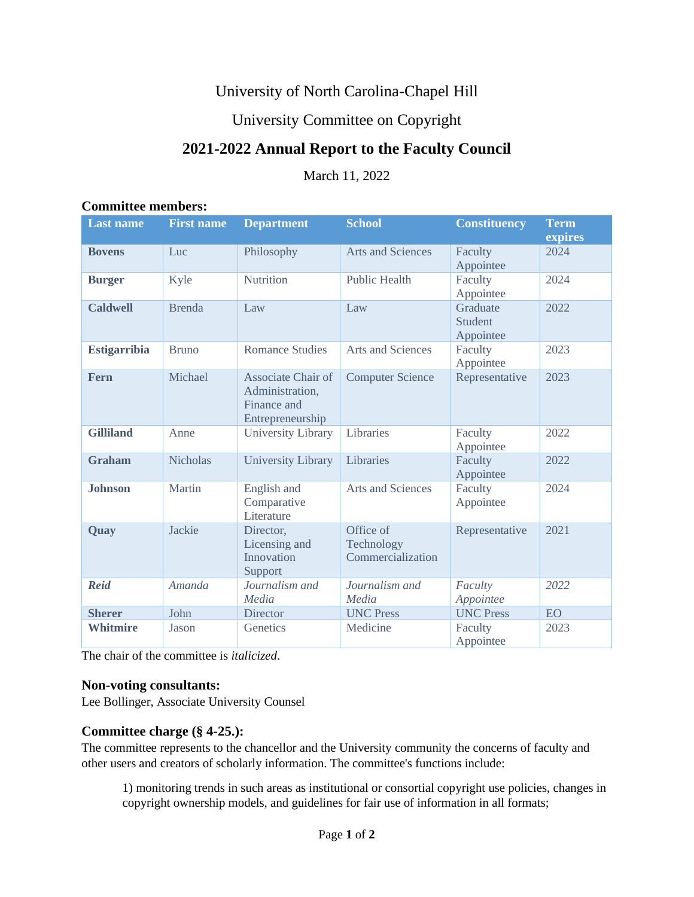University of North Carolina-Chapel Hill

University Committee on Copyright

# 2021-2022 Annual Report to the Faculty Council

March 11, 2022

### Committee members:

| Last name | First name | Department | School | Constituency | Term expires |
|---|---|---|---|---|---|
| **Bovens** | Luc | Philosophy | Arts and Sciences | Faculty Appointee | 2024 |
| **Burger** | Kyle | Nutrition | Public Health | Faculty Appointee | 2024 |
| **Caldwell** | Brenda | Law | Law | Graduate Student Appointee | 2022 |
| **Estigarribia** | Bruno | Romance Studies | Arts and Sciences | Faculty Appointee | 2023 |
| **Fern** | Michael | Associate Chair of Administration, Finance and Entrepreneurship | Computer Science | Representative | 2023 |
| **Gilliland** | Anne | University Library | Libraries | Faculty Appointee | 2022 |
| **Graham** | Nicholas | University Library | Libraries | Faculty Appointee | 2022 |
| **Johnson** | Martin | English and Comparative Literature | Arts and Sciences | Faculty Appointee | 2024 |
| **Quay** | Jackie | Director, Licensing and Innovation Support | Office of Technology Commercialization | Representative | 2021 |
| ***Reid*** | *Amanda* | *Journalism and Media* | *Journalism and Media* | *Faculty Appointee* | *2022* |
| **Sherer** | John | Director | UNC Press | UNC Press | EO |
| **Whitmire** | Jason | Genetics | Medicine | Faculty Appointee | 2023 |

The chair of the committee is *italicized*.

### Non-voting consultants:

Lee Bollinger, Associate University Counsel

### Committee charge (§ 4-25.):

The committee represents to the chancellor and the University community the concerns of faculty and other users and creators of scholarly information. The committee's functions include:

> 1) monitoring trends in such areas as institutional or consortial copyright use policies, changes in copyright ownership models, and guidelines for fair use of information in all formats;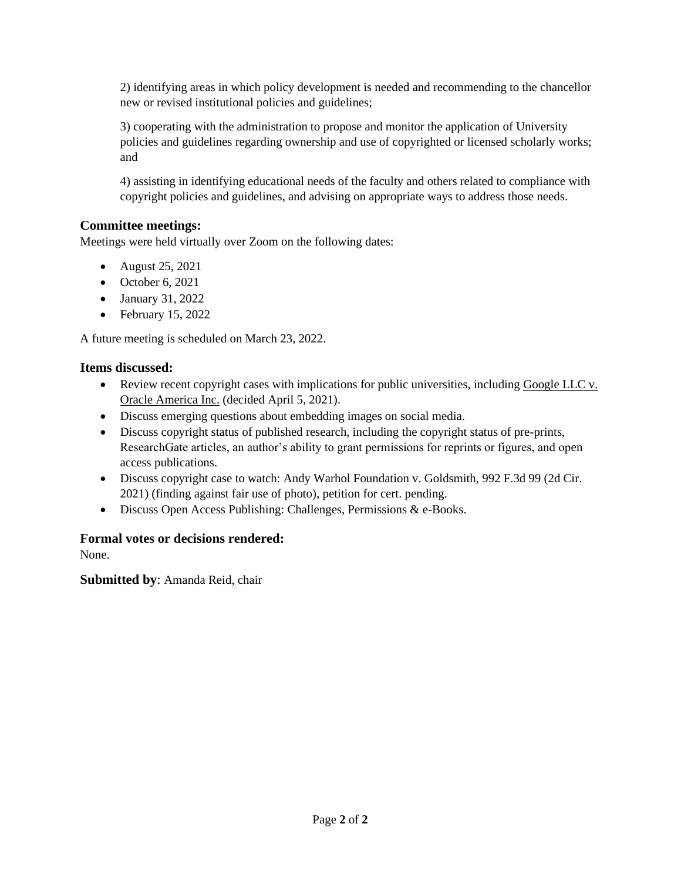2) identifying areas in which policy development is needed and recommending to the chancellor new or revised institutional policies and guidelines;

3) cooperating with the administration to propose and monitor the application of University policies and guidelines regarding ownership and use of copyrighted or licensed scholarly works; and

4) assisting in identifying educational needs of the faculty and others related to compliance with copyright policies and guidelines, and advising on appropriate ways to address those needs.

### Committee meetings:

Meetings were held virtually over Zoom on the following dates:

- August 25, 2021
- October 6, 2021
- January 31, 2022
- February 15, 2022

A future meeting is scheduled on March 23, 2022.

### Items discussed:

- Review recent copyright cases with implications for public universities, including Google LLC v. Oracle America Inc. (decided April 5, 2021).
- Discuss emerging questions about embedding images on social media.
- Discuss copyright status of published research, including the copyright status of pre-prints, ResearchGate articles, an author's ability to grant permissions for reprints or figures, and open access publications.
- Discuss copyright case to watch: Andy Warhol Foundation v. Goldsmith, 992 F.3d 99 (2d Cir. 2021) (finding against fair use of photo), petition for cert. pending.
- Discuss Open Access Publishing: Challenges, Permissions & e-Books.

### Formal votes or decisions rendered:

None.

**Submitted by**: Amanda Reid, chair